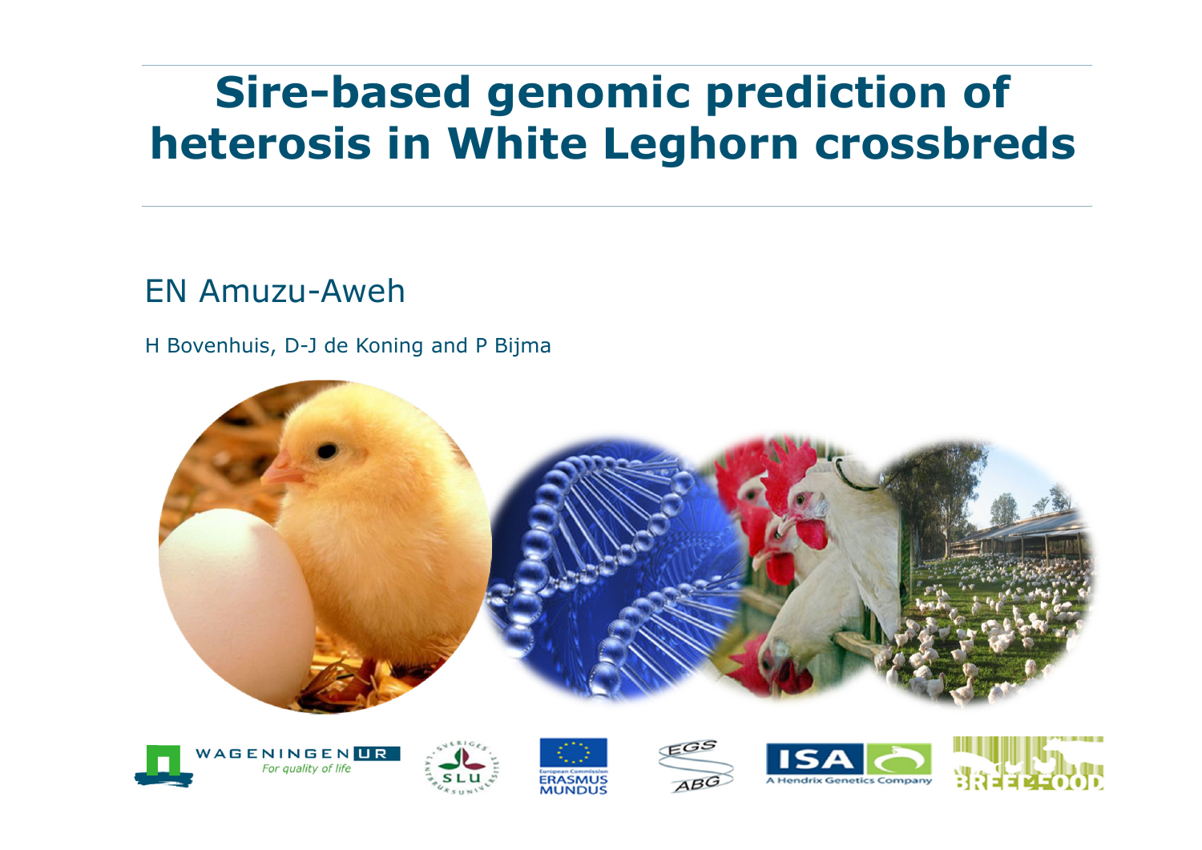# Sire-based genomic prediction of heterosis in White Leghorn crossbreds

EN Amuzu-Aweh

H Bovenhuis, D-J de Koning and P Bijma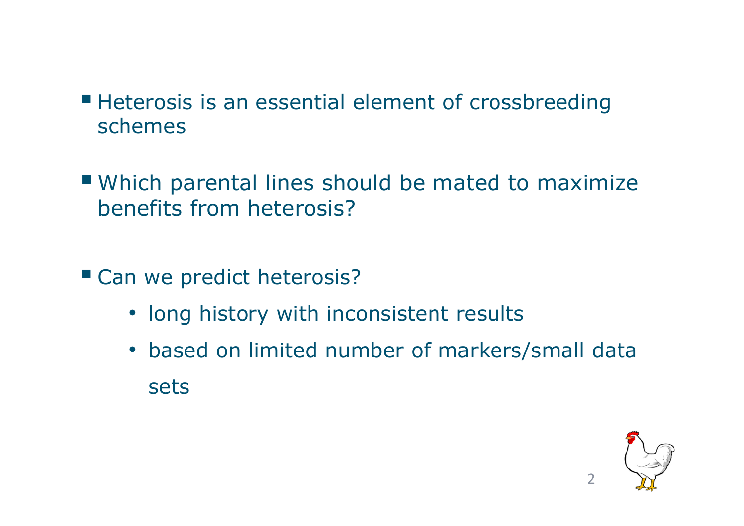- Heterosis is an essential element of crossbreeding schemes

- Which parental lines should be mated to maximize benefits from heterosis?

- Can we predict heterosis?
  - long history with inconsistent results
  - based on limited number of markers/small data sets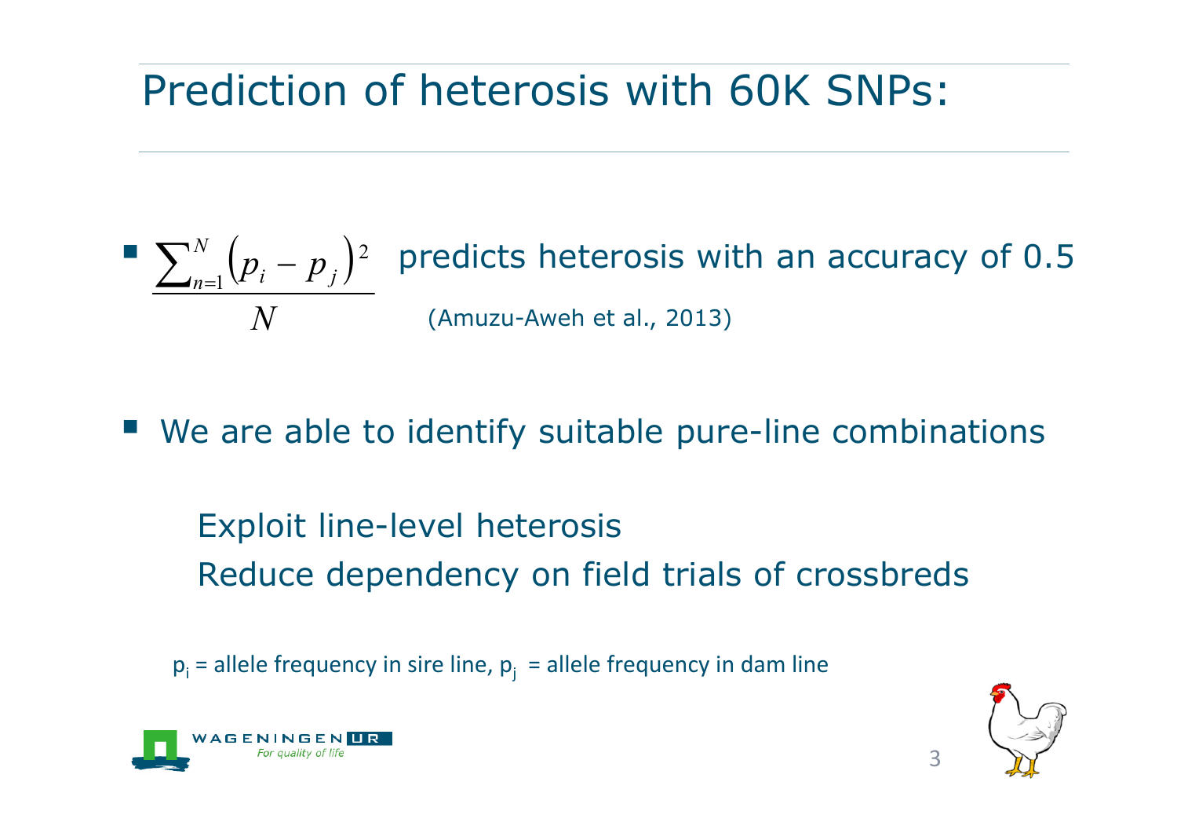# Prediction of heterosis with 60K SNPs:

- $\frac{\sum_{n=1}^{N}\left(p_i - p_j\right)^2}{N}$ predicts heterosis with an accuracy of 0.5 (Amuzu-Aweh et al., 2013)

- We are able to identify suitable pure-line combinations

  Exploit line-level heterosis
  Reduce dependency on field trials of crossbreds

$p_i$ = allele frequency in sire line, $p_j$ = allele frequency in dam line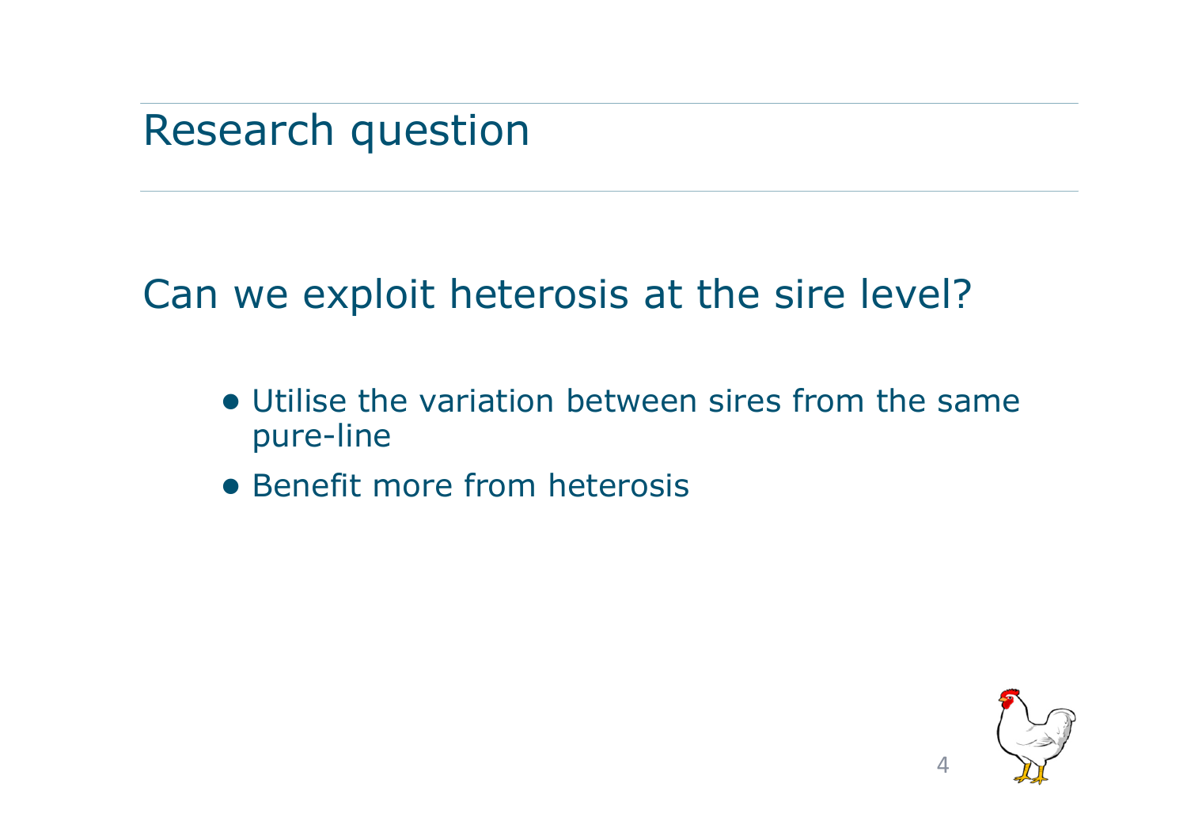# Research question

Can we exploit heterosis at the sire level?

- Utilise the variation between sires from the same pure-line
- Benefit more from heterosis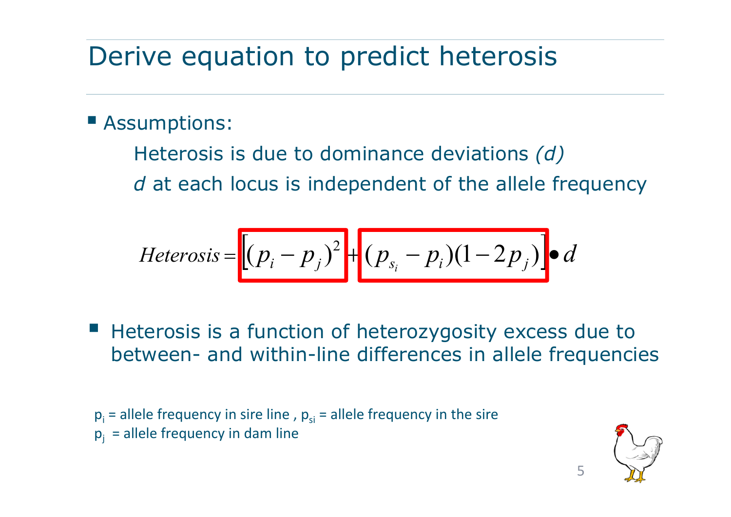# Derive equation to predict heterosis

- Assumptions:

  Heterosis is due to dominance deviations *(d)*

  *d* at each locus is independent of the allele frequency

$$Heterosis = \left[ (p_i - p_j)^2 + (p_{s_i} - p_i)(1 - 2p_j) \right] \bullet d$$

- Heterosis is a function of heterozygosity excess due to between- and within-line differences in allele frequencies

$p_i$ = allele frequency in sire line , $p_{si}$ = allele frequency in the sire
$p_j$ = allele frequency in dam line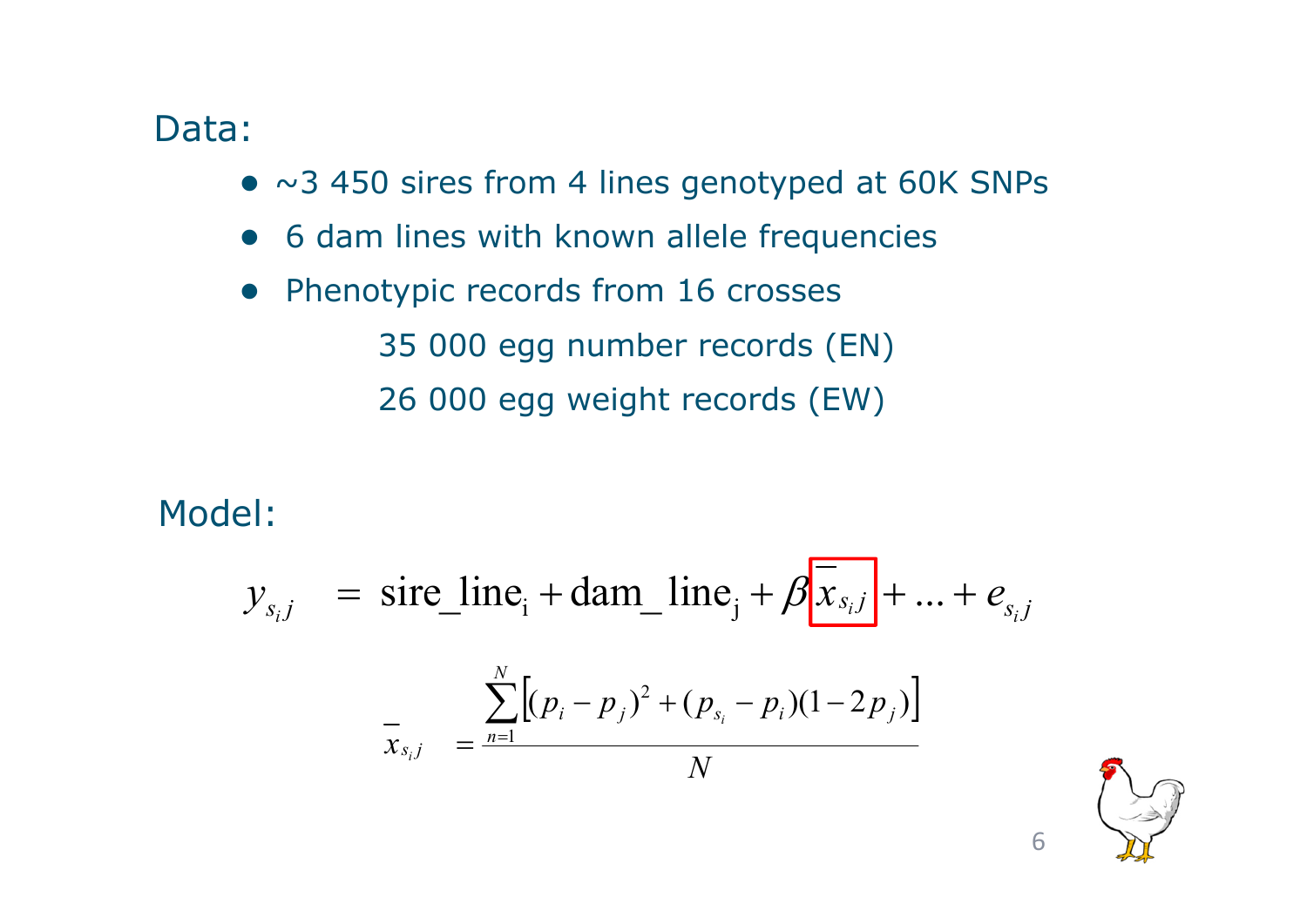## Data:

- ~3 450 sires from 4 lines genotyped at 60K SNPs
- 6 dam lines with known allele frequencies
- Phenotypic records from 16 crosses
  - 35 000 egg number records (EN)
  - 26 000 egg weight records (EW)

## Model:

$$y_{s_i j} = \text{sire\_line}_\text{i} + \text{dam\_line}_\text{j} + \beta \boxed{\bar{x}_{s_i j}} + \ldots + e_{s_i j}$$

$$\bar{x}_{s_i j} = \frac{\sum_{n=1}^{N} \left[ (p_i - p_j)^2 + (p_{s_i} - p_i)(1 - 2p_j) \right]}{N}$$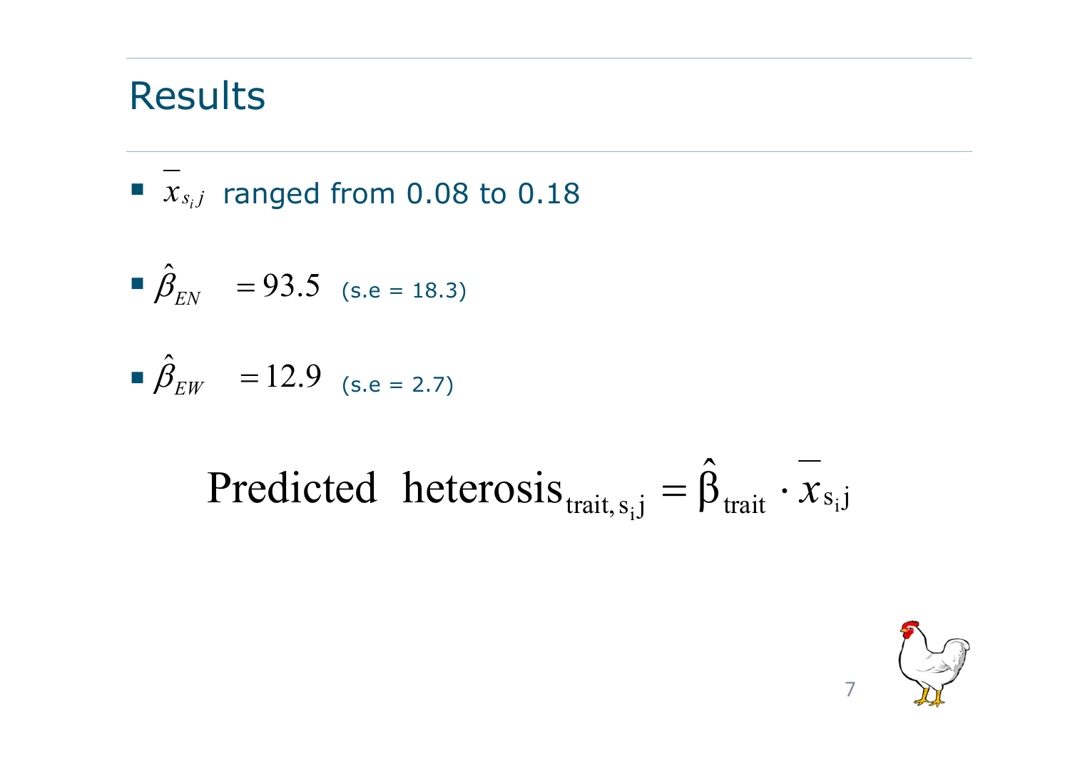# Results

- $\bar{x}_{s_i j}$ ranged from 0.08 to 0.18
- $\hat{\beta}_{EN} = 93.5$ (s.e = 18.3)
- $\hat{\beta}_{EW} = 12.9$ (s.e = 2.7)

$$\text{Predicted heterosis}_{\text{trait}, s_i j} = \hat{\beta}_{\text{trait}} \cdot \bar{x}_{s_i j}$$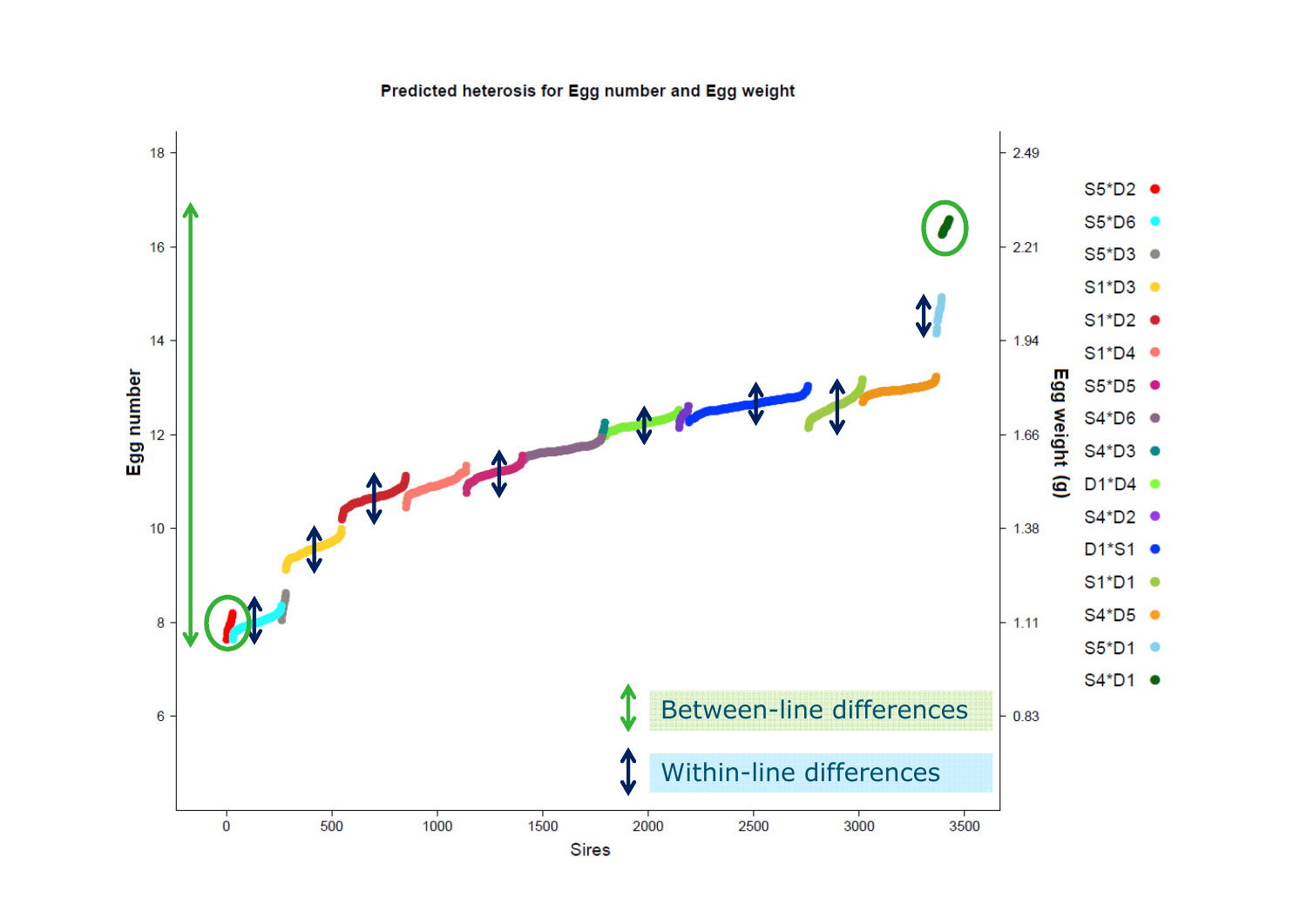Predicted heterosis for Egg number and Egg weight

Egg number

Egg weight (g)

Sires

S5*D2
S5*D6
S5*D3
S1*D3
S1*D2
S1*D4
S5*D5
S4*D6
S4*D3
D1*D4
S4*D2
D1*S1
S1*D1
S4*D5
S5*D1
S4*D1

Between-line differences

Within-line differences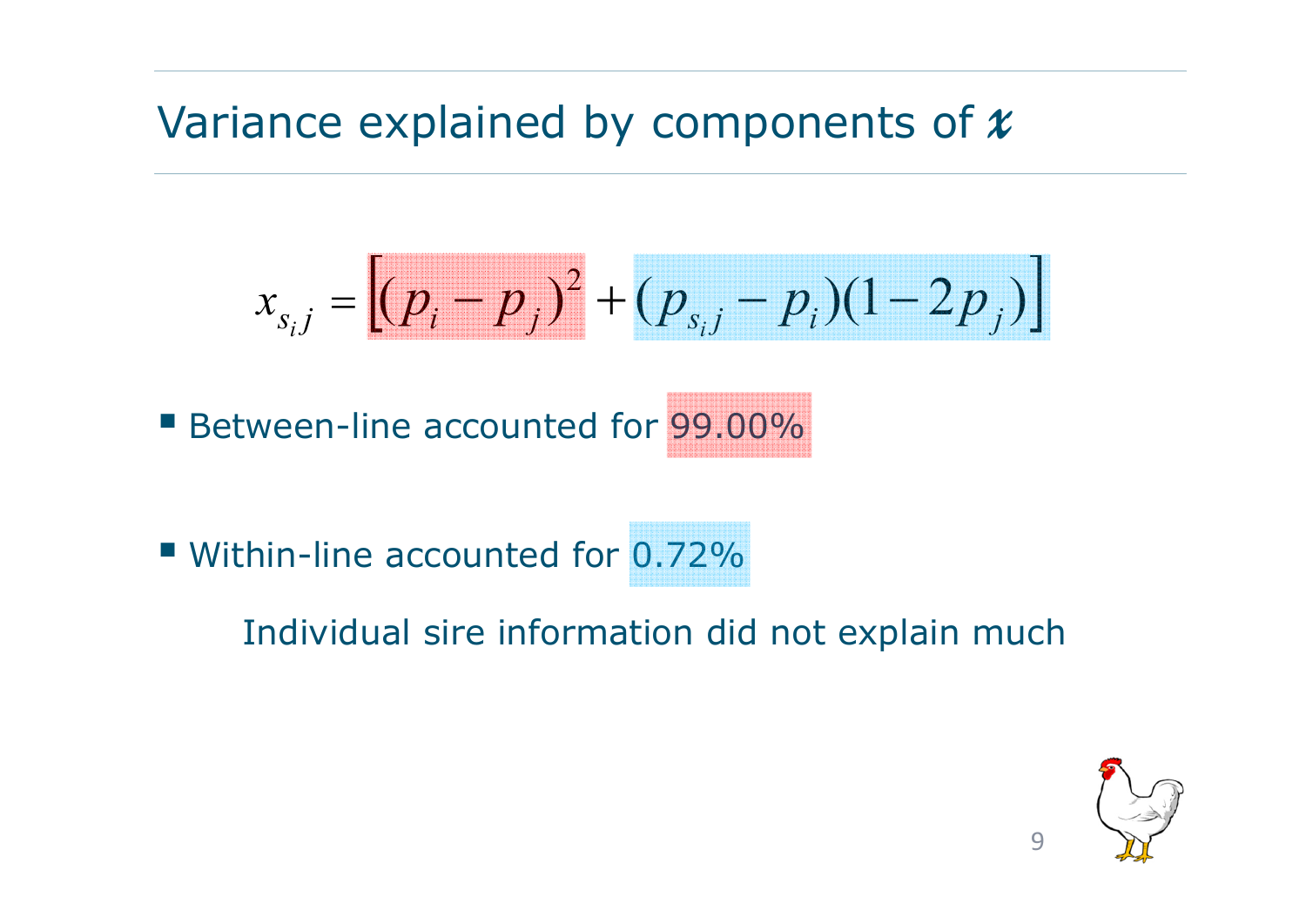# Variance explained by components of $x$

$$x_{s_i j} = \left[(p_i - p_j)^2 + (p_{s_i j} - p_i)(1 - 2p_j)\right]$$

- Between-line accounted for 99.00%

- Within-line accounted for 0.72%

  Individual sire information did not explain much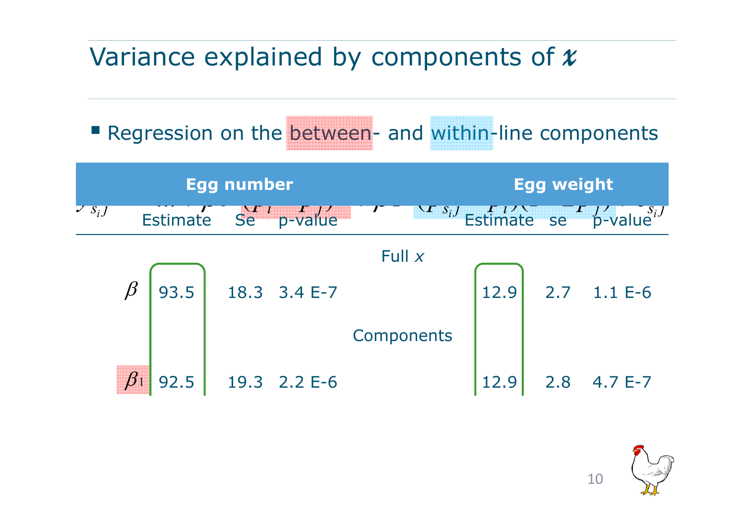# Variance explained by components of $x$

- Regression on the between- and within-line components

| | Egg number | | | | Egg weight | | |
|---|---|---|---|---|---|---|---|
| | Estimate | Se | p-value | | Estimate | se | p-value |
| | | | | Full $x$ | | | |
| $\beta$ | 93.5 | 18.3 | 3.4 E-7 | | 12.9 | 2.7 | 1.1 E-6 |
| | | | | Components | | | |
| $\beta_1$ | 92.5 | 19.3 | 2.2 E-6 | | 12.9 | 2.8 | 4.7 E-7 |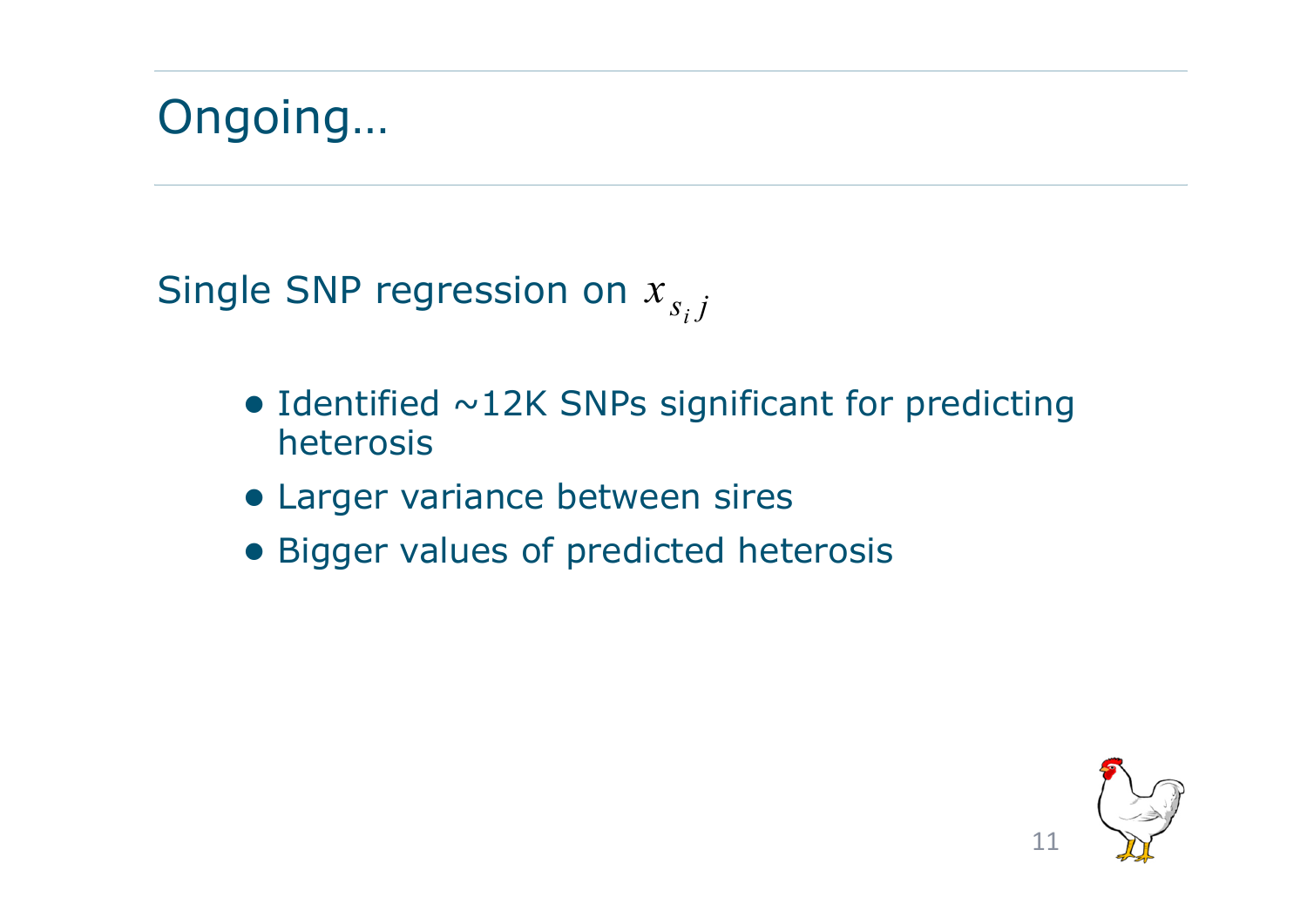# Ongoing…

Single SNP regression on $x_{s_i j}$

- Identified ~12K SNPs significant for predicting heterosis
- Larger variance between sires
- Bigger values of predicted heterosis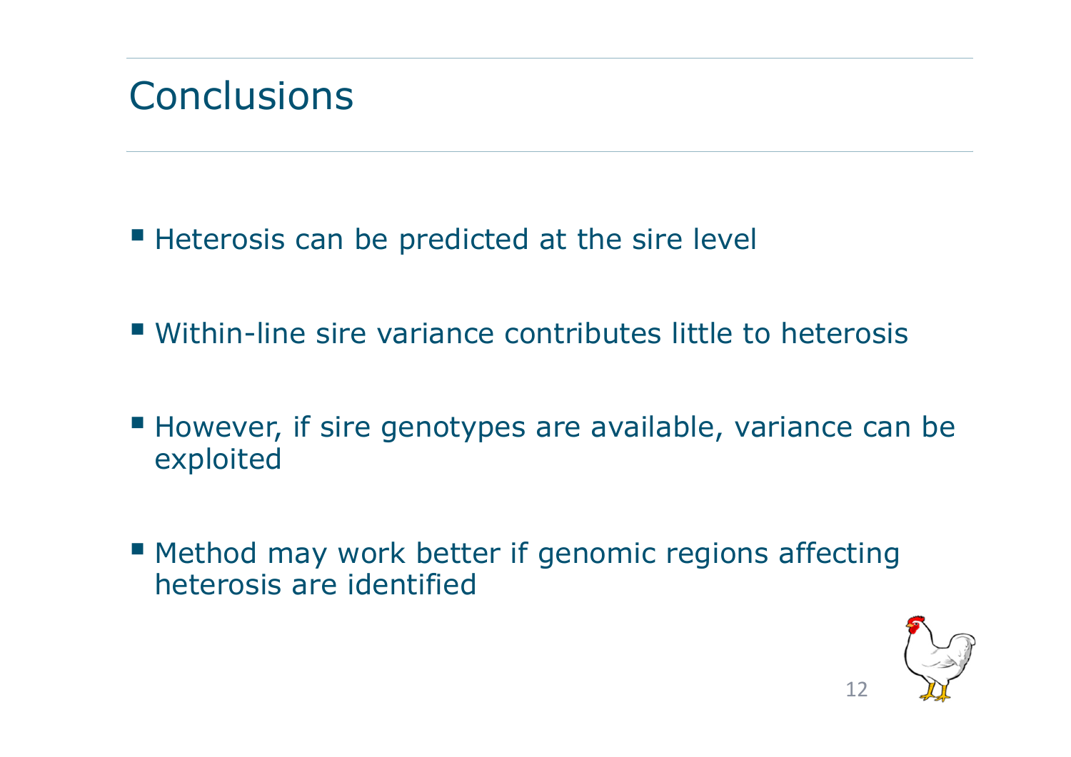# Conclusions

- Heterosis can be predicted at the sire level
- Within-line sire variance contributes little to heterosis
- However, if sire genotypes are available, variance can be exploited
- Method may work better if genomic regions affecting heterosis are identified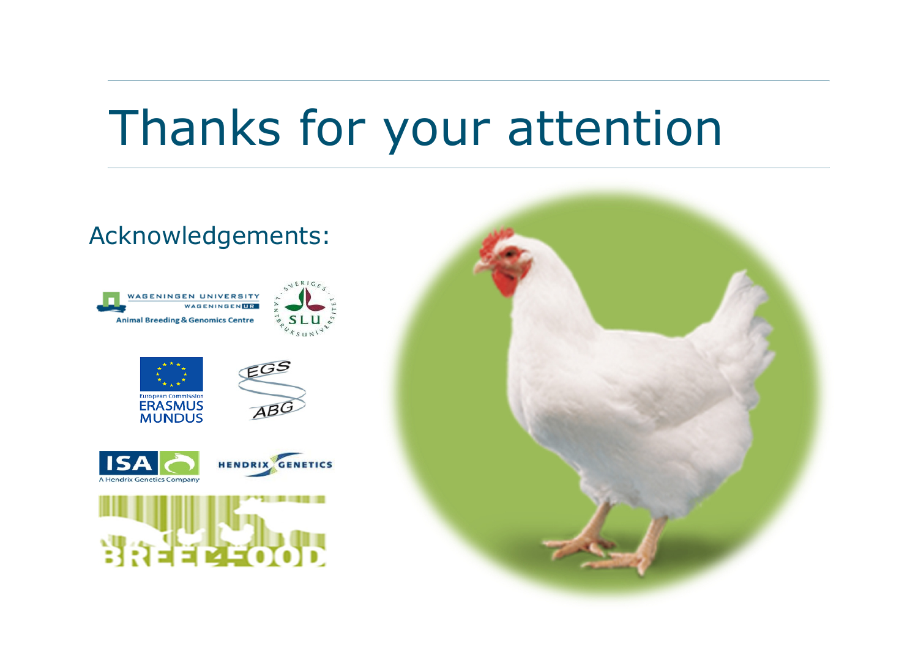# Thanks for your attention

Acknowledgements: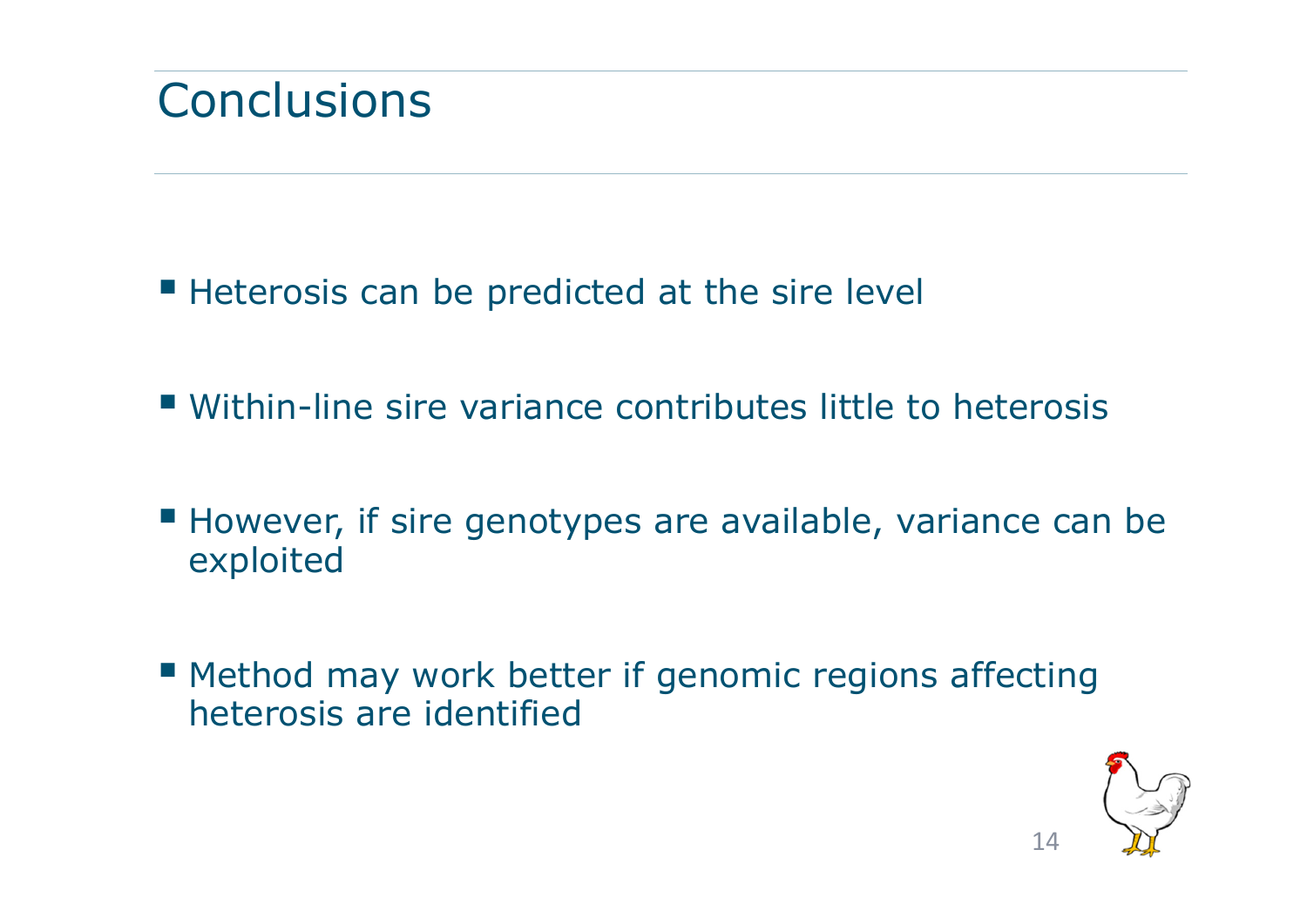# Conclusions

- Heterosis can be predicted at the sire level
- Within-line sire variance contributes little to heterosis
- However, if sire genotypes are available, variance can be exploited
- Method may work better if genomic regions affecting heterosis are identified